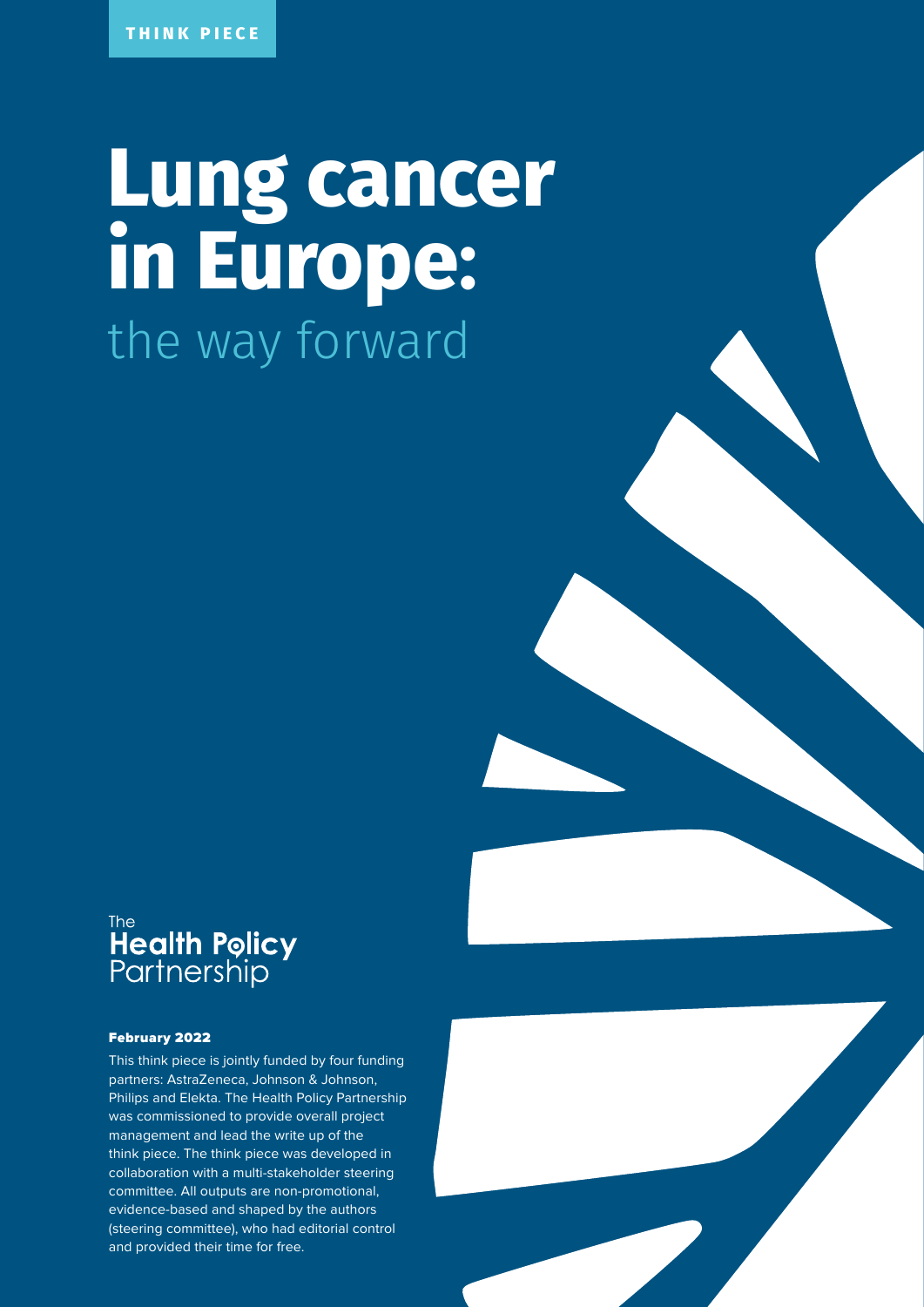THINK PIECE

# Lung cancer in Europe: the way forward

The Health Policy Partnership

**February 2022**

This think piece is jointly funded by four funding partners: AstraZeneca, Johnson & Johnson, Philips and Elekta. The Health Policy Partnership was commissioned to provide overall project management and lead the write up of the think piece. The think piece was developed in collaboration with a multi-stakeholder steering committee. All outputs are non-promotional, evidence-based and shaped by the authors (steering committee), who had editorial control and provided their time for free.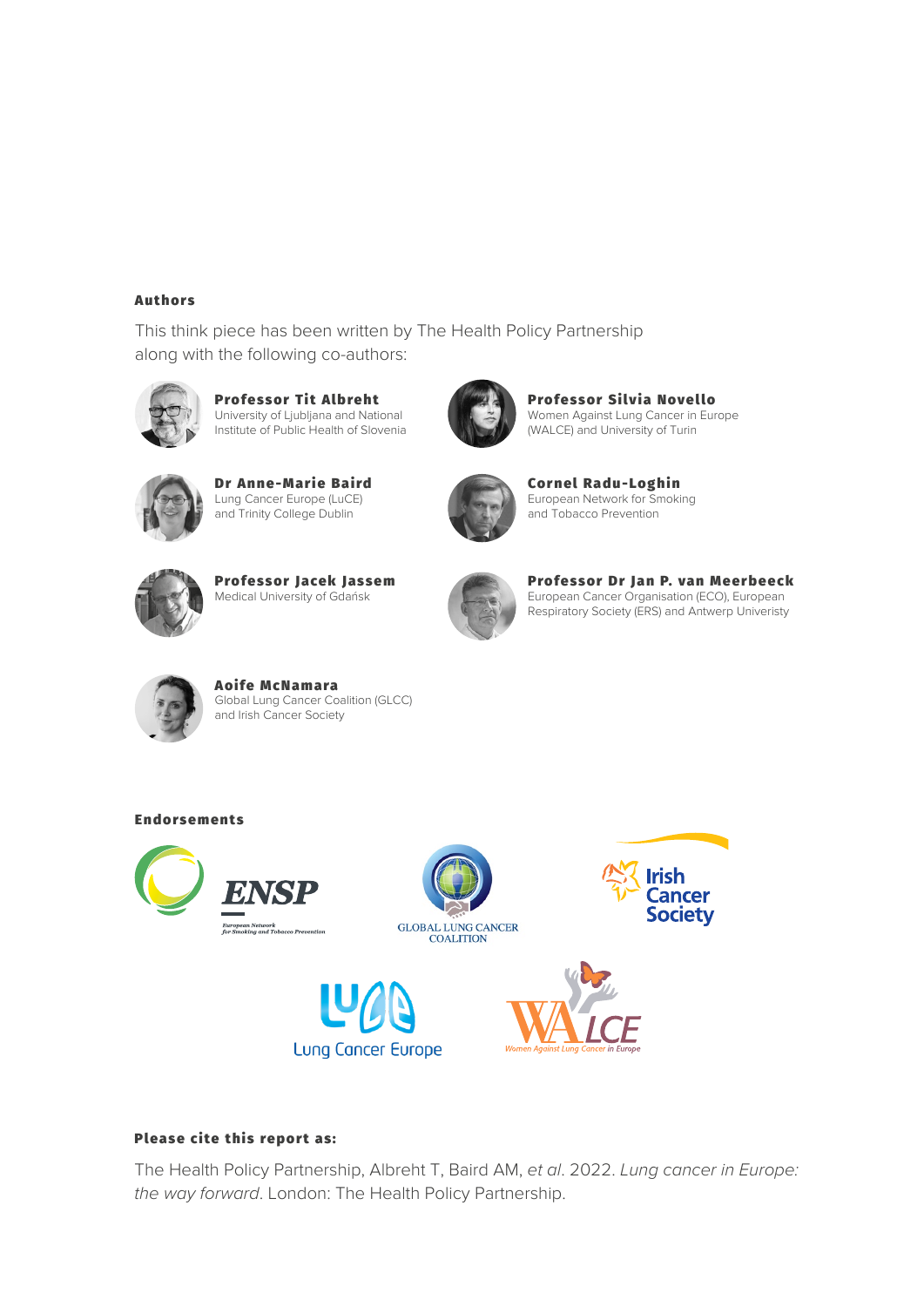### Authors

This think piece has been written by The Health Policy Partnership along with the following co-authors:

**Professor Tit Albreht**
University of Ljubljana and National Institute of Public Health of Slovenia

**Dr Anne-Marie Baird**
Lung Cancer Europe (LuCE) and Trinity College Dublin

**Professor Jacek Jassem**
Medical University of Gdańsk

**Aoife McNamara**
Global Lung Cancer Coalition (GLCC) and Irish Cancer Society

**Professor Silvia Novello**
Women Against Lung Cancer in Europe (WALCE) and University of Turin

**Cornel Radu-Loghin**
European Network for Smoking and Tobacco Prevention

**Professor Dr Jan P. van Meerbeeck**
European Cancer Organisation (ECO), European Respiratory Society (ERS) and Antwerp Univeristy

### Endorsements

ENSP European Network for Smoking and Tobacco Prevention

Global Lung Cancer Coalition

Irish Cancer Society

Lung Cancer Europe

WALCE Women Against Lung Cancer in Europe

### Please cite this report as:

The Health Policy Partnership, Albreht T, Baird AM, *et al*. 2022. *Lung cancer in Europe: the way forward*. London: The Health Policy Partnership.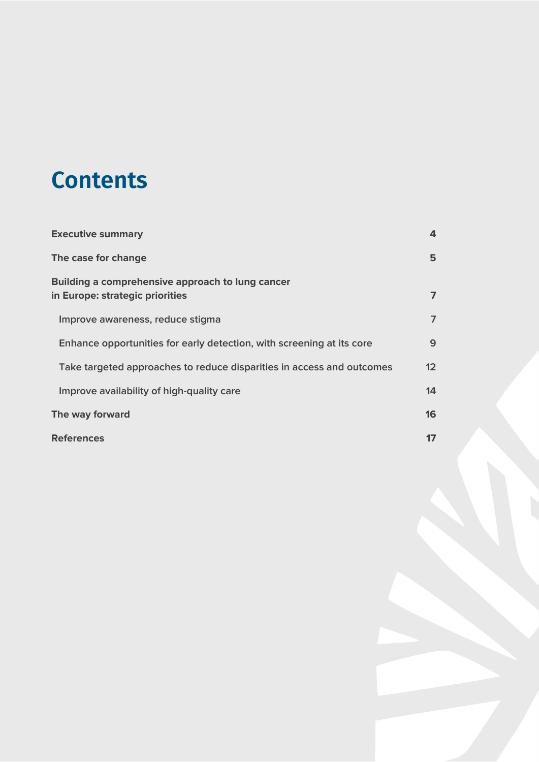# Contents

| | |
|---|---|
| **Executive summary** | **4** |
| **The case for change** | **5** |
| **Building a comprehensive approach to lung cancer in Europe: strategic priorities** | **7** |
| Improve awareness, reduce stigma | 7 |
| Enhance opportunities for early detection, with screening at its core | 9 |
| Take targeted approaches to reduce disparities in access and outcomes | 12 |
| Improve availability of high-quality care | 14 |
| **The way forward** | **16** |
| **References** | **17** |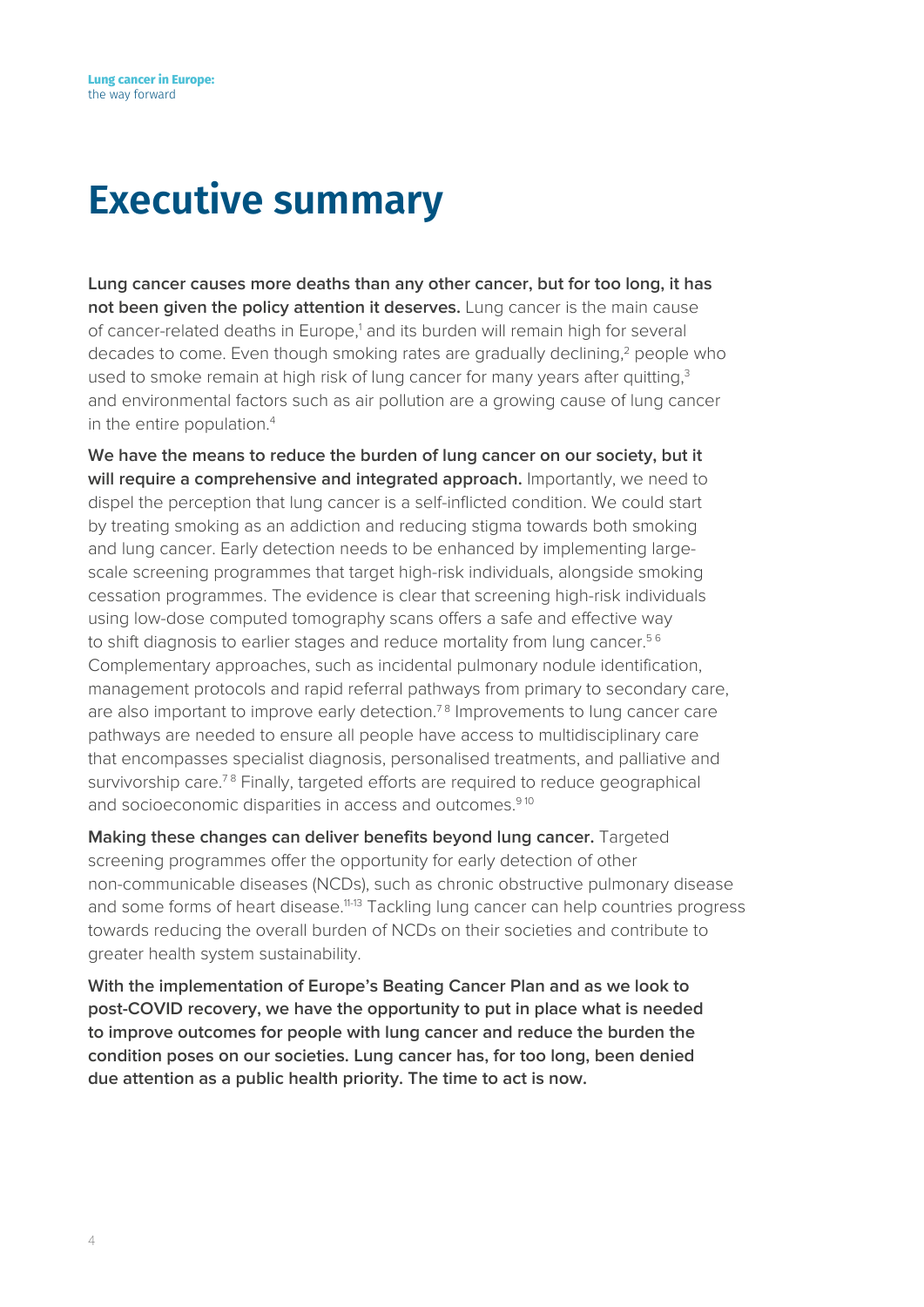# Executive summary

**Lung cancer causes more deaths than any other cancer, but for too long, it has not been given the policy attention it deserves.** Lung cancer is the main cause of cancer-related deaths in Europe,[1] and its burden will remain high for several decades to come. Even though smoking rates are gradually declining,[2] people who used to smoke remain at high risk of lung cancer for many years after quitting,[3] and environmental factors such as air pollution are a growing cause of lung cancer in the entire population.[4]

**We have the means to reduce the burden of lung cancer on our society, but it will require a comprehensive and integrated approach.** Importantly, we need to dispel the perception that lung cancer is a self-inflicted condition. We could start by treating smoking as an addiction and reducing stigma towards both smoking and lung cancer. Early detection needs to be enhanced by implementing large-scale screening programmes that target high-risk individuals, alongside smoking cessation programmes. The evidence is clear that screening high-risk individuals using low-dose computed tomography scans offers a safe and effective way to shift diagnosis to earlier stages and reduce mortality from lung cancer.[5,6] Complementary approaches, such as incidental pulmonary nodule identification, management protocols and rapid referral pathways from primary to secondary care, are also important to improve early detection.[7,8] Improvements to lung cancer care pathways are needed to ensure all people have access to multidisciplinary care that encompasses specialist diagnosis, personalised treatments, and palliative and survivorship care.[7,8] Finally, targeted efforts are required to reduce geographical and socioeconomic disparities in access and outcomes.[9,10]

**Making these changes can deliver benefits beyond lung cancer.** Targeted screening programmes offer the opportunity for early detection of other non-communicable diseases (NCDs), such as chronic obstructive pulmonary disease and some forms of heart disease.[11-13] Tackling lung cancer can help countries progress towards reducing the overall burden of NCDs on their societies and contribute to greater health system sustainability.

**With the implementation of Europe's Beating Cancer Plan and as we look to post-COVID recovery, we have the opportunity to put in place what is needed to improve outcomes for people with lung cancer and reduce the burden the condition poses on our societies. Lung cancer has, for too long, been denied due attention as a public health priority. The time to act is now.**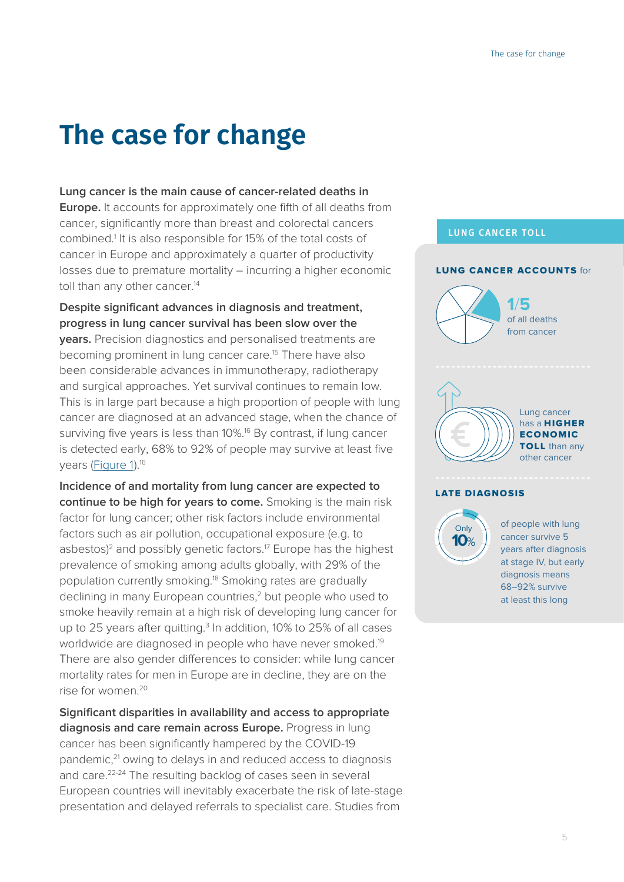# The case for change

**Lung cancer is the main cause of cancer-related deaths in Europe.** It accounts for approximately one fifth of all deaths from cancer, significantly more than breast and colorectal cancers combined.[1] It is also responsible for 15% of the total costs of cancer in Europe and approximately a quarter of productivity losses due to premature mortality – incurring a higher economic toll than any other cancer.[14]

**Despite significant advances in diagnosis and treatment, progress in lung cancer survival has been slow over the years.** Precision diagnostics and personalised treatments are becoming prominent in lung cancer care.[15] There have also been considerable advances in immunotherapy, radiotherapy and surgical approaches. Yet survival continues to remain low. This is in large part because a high proportion of people with lung cancer are diagnosed at an advanced stage, when the chance of surviving five years is less than 10%.[16] By contrast, if lung cancer is detected early, 68% to 92% of people may survive at least five years (Figure 1).[16]

**Incidence of and mortality from lung cancer are expected to continue to be high for years to come.** Smoking is the main risk factor for lung cancer; other risk factors include environmental factors such as air pollution, occupational exposure (e.g. to asbestos)[2] and possibly genetic factors.[17] Europe has the highest prevalence of smoking among adults globally, with 29% of the population currently smoking.[18] Smoking rates are gradually declining in many European countries,[2] but people who used to smoke heavily remain at a high risk of developing lung cancer for up to 25 years after quitting.[3] In addition, 10% to 25% of all cases worldwide are diagnosed in people who have never smoked.[19] There are also gender differences to consider: while lung cancer mortality rates for men in Europe are in decline, they are on the rise for women.[20]

**Significant disparities in availability and access to appropriate diagnosis and care remain across Europe.** Progress in lung cancer has been significantly hampered by the COVID-19 pandemic,[21] owing to delays in and reduced access to diagnosis and care.[22-24] The resulting backlog of cases seen in several European countries will inevitably exacerbate the risk of late-stage presentation and delayed referrals to specialist care. Studies from

**LUNG CANCER TOLL**

**LUNG CANCER ACCOUNTS** for

**1/5** of all deaths from cancer

Lung cancer has a **HIGHER ECONOMIC TOLL** than any other cancer

**LATE DIAGNOSIS**

Only **10%** of people with lung cancer survive 5 years after diagnosis at stage IV, but early diagnosis means 68–92% survive at least this long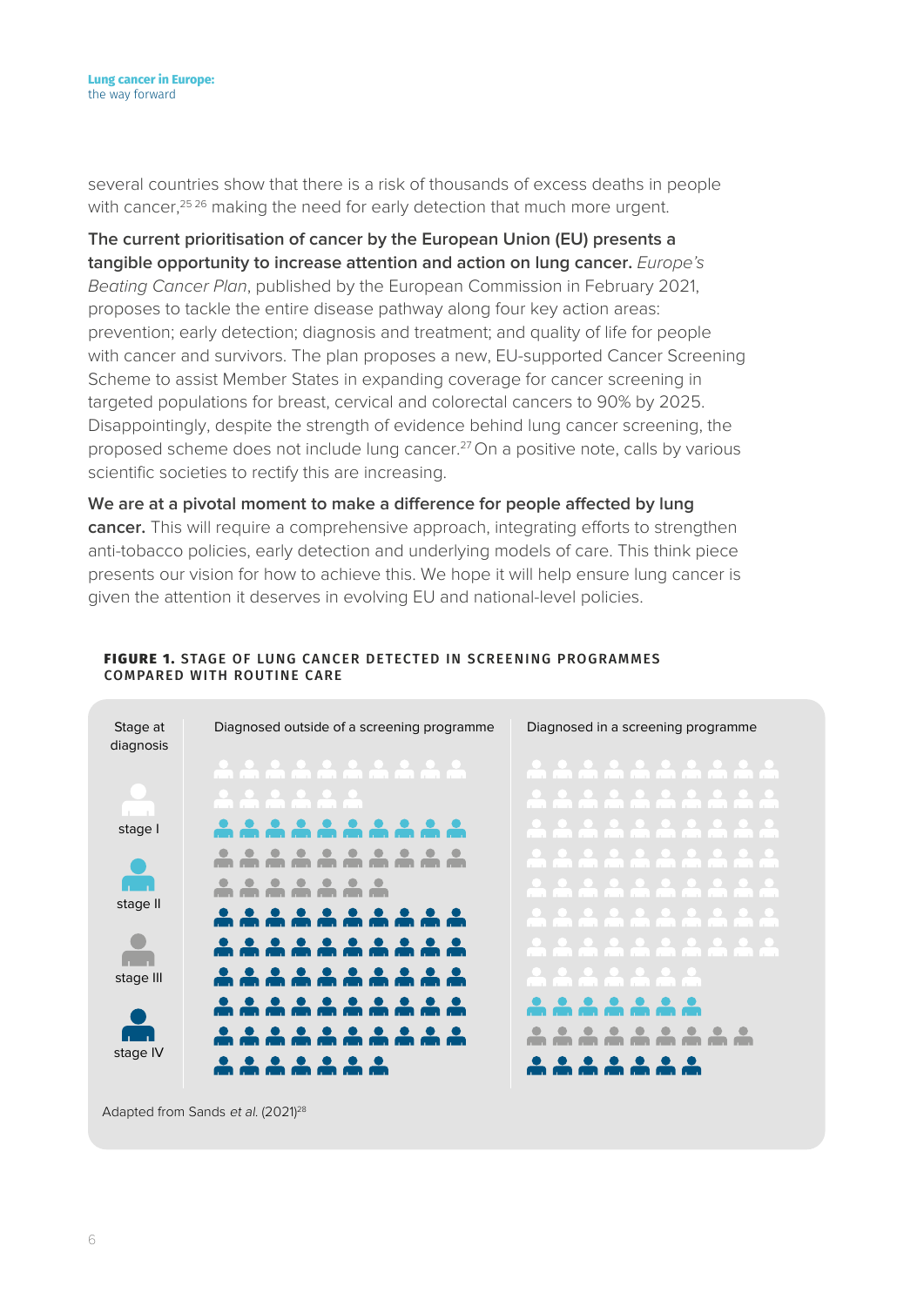several countries show that there is a risk of thousands of excess deaths in people with cancer,[25 26] making the need for early detection that much more urgent.

**The current prioritisation of cancer by the European Union (EU) presents a tangible opportunity to increase attention and action on lung cancer.** *Europe's Beating Cancer Plan*, published by the European Commission in February 2021, proposes to tackle the entire disease pathway along four key action areas: prevention; early detection; diagnosis and treatment; and quality of life for people with cancer and survivors. The plan proposes a new, EU-supported Cancer Screening Scheme to assist Member States in expanding coverage for cancer screening in targeted populations for breast, cervical and colorectal cancers to 90% by 2025. Disappointingly, despite the strength of evidence behind lung cancer screening, the proposed scheme does not include lung cancer.[27] On a positive note, calls by various scientific societies to rectify this are increasing.

**We are at a pivotal moment to make a difference for people affected by lung cancer.** This will require a comprehensive approach, integrating efforts to strengthen anti-tobacco policies, early detection and underlying models of care. This think piece presents our vision for how to achieve this. We hope it will help ensure lung cancer is given the attention it deserves in evolving EU and national-level policies.

**FIGURE 1.** STAGE OF LUNG CANCER DETECTED IN SCREENING PROGRAMMES COMPARED WITH ROUTINE CARE

| Stage at diagnosis | Diagnosed outside of a screening programme | Diagnosed in a screening programme |
|---|---|---|
| stage I | 16 | 67 |
| stage II | 10 | 7 |
| stage III | 17 | 9 |
| stage IV | 57 | 7 |

Adapted from Sands *et al.* (2021)[28]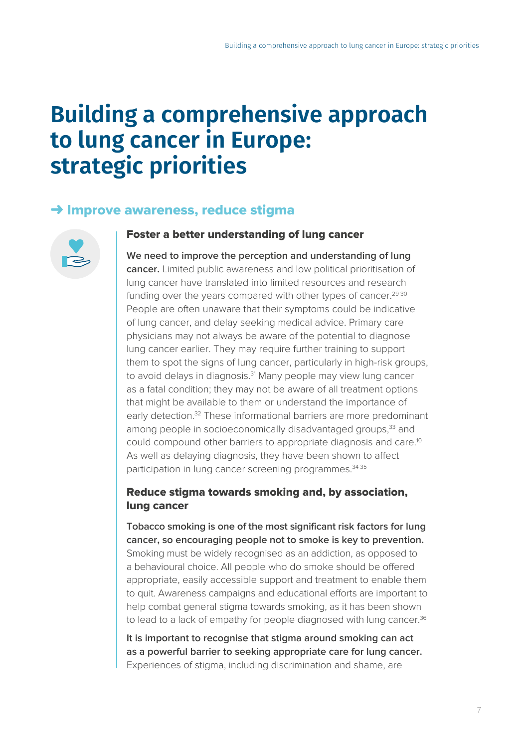# Building a comprehensive approach to lung cancer in Europe: strategic priorities

## ➜ Improve awareness, reduce stigma

### Foster a better understanding of lung cancer

**We need to improve the perception and understanding of lung cancer.** Limited public awareness and low political prioritisation of lung cancer have translated into limited resources and research funding over the years compared with other types of cancer.[29 30] People are often unaware that their symptoms could be indicative of lung cancer, and delay seeking medical advice. Primary care physicians may not always be aware of the potential to diagnose lung cancer earlier. They may require further training to support them to spot the signs of lung cancer, particularly in high-risk groups, to avoid delays in diagnosis.[31] Many people may view lung cancer as a fatal condition; they may not be aware of all treatment options that might be available to them or understand the importance of early detection.[32] These informational barriers are more predominant among people in socioeconomically disadvantaged groups,[33] and could compound other barriers to appropriate diagnosis and care.[10] As well as delaying diagnosis, they have been shown to affect participation in lung cancer screening programmes.[34 35]

### Reduce stigma towards smoking and, by association, lung cancer

**Tobacco smoking is one of the most significant risk factors for lung cancer, so encouraging people not to smoke is key to prevention.** Smoking must be widely recognised as an addiction, as opposed to a behavioural choice. All people who do smoke should be offered appropriate, easily accessible support and treatment to enable them to quit. Awareness campaigns and educational efforts are important to help combat general stigma towards smoking, as it has been shown to lead to a lack of empathy for people diagnosed with lung cancer.[36]

**It is important to recognise that stigma around smoking can act as a powerful barrier to seeking appropriate care for lung cancer.** Experiences of stigma, including discrimination and shame, are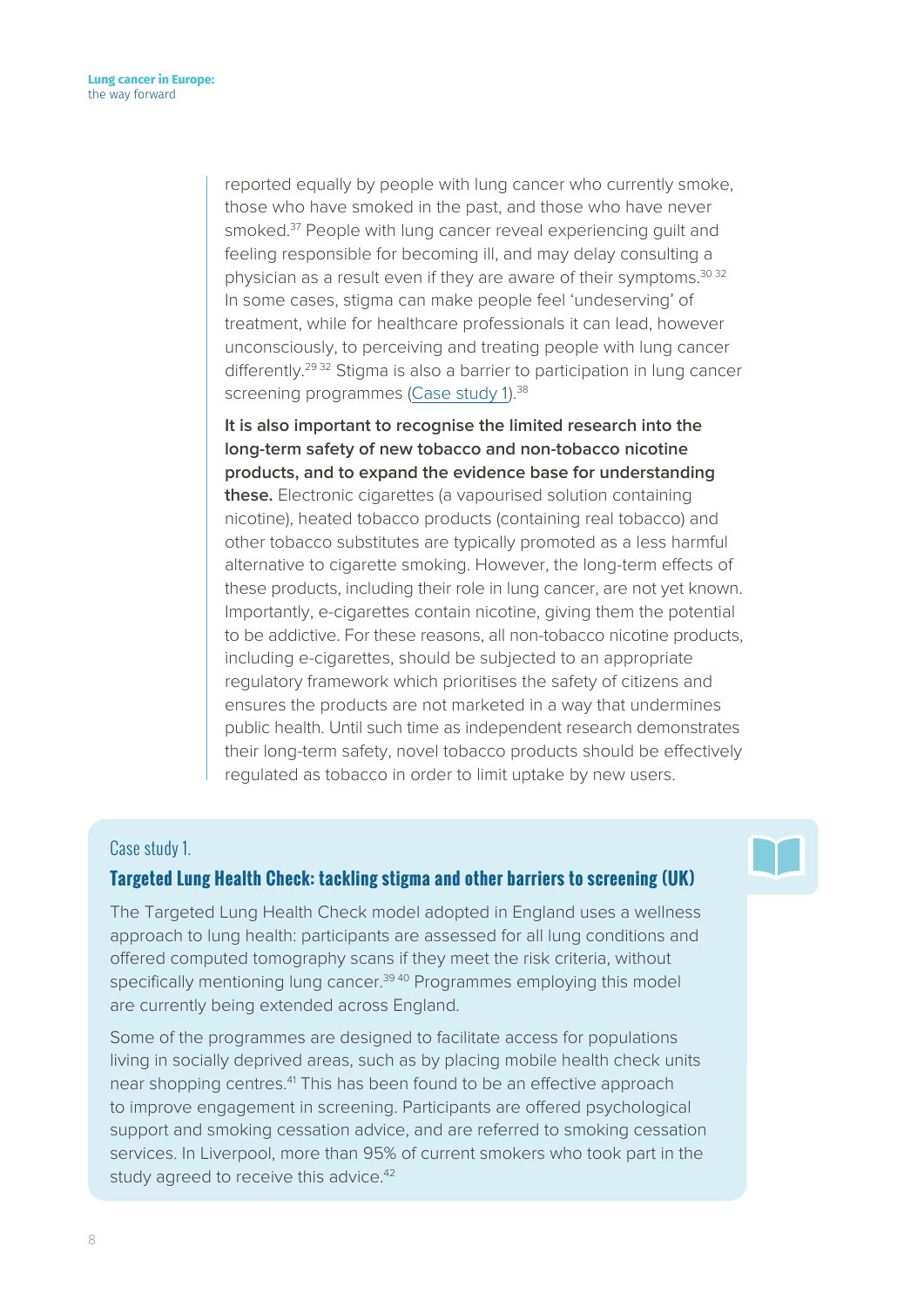reported equally by people with lung cancer who currently smoke, those who have smoked in the past, and those who have never smoked.[37] People with lung cancer reveal experiencing guilt and feeling responsible for becoming ill, and may delay consulting a physician as a result even if they are aware of their symptoms.[30,32] In some cases, stigma can make people feel 'undeserving' of treatment, while for healthcare professionals it can lead, however unconsciously, to perceiving and treating people with lung cancer differently.[29,32] Stigma is also a barrier to participation in lung cancer screening programmes (Case study 1).[38]

**It is also important to recognise the limited research into the long-term safety of new tobacco and non-tobacco nicotine products, and to expand the evidence base for understanding these.** Electronic cigarettes (a vapourised solution containing nicotine), heated tobacco products (containing real tobacco) and other tobacco substitutes are typically promoted as a less harmful alternative to cigarette smoking. However, the long-term effects of these products, including their role in lung cancer, are not yet known. Importantly, e-cigarettes contain nicotine, giving them the potential to be addictive. For these reasons, all non-tobacco nicotine products, including e-cigarettes, should be subjected to an appropriate regulatory framework which prioritises the safety of citizens and ensures the products are not marketed in a way that undermines public health. Until such time as independent research demonstrates their long-term safety, novel tobacco products should be effectively regulated as tobacco in order to limit uptake by new users.

Case study 1.

### Targeted Lung Health Check: tackling stigma and other barriers to screening (UK)

The Targeted Lung Health Check model adopted in England uses a wellness approach to lung health: participants are assessed for all lung conditions and offered computed tomography scans if they meet the risk criteria, without specifically mentioning lung cancer.[39,40] Programmes employing this model are currently being extended across England.

Some of the programmes are designed to facilitate access for populations living in socially deprived areas, such as by placing mobile health check units near shopping centres.[41] This has been found to be an effective approach to improve engagement in screening. Participants are offered psychological support and smoking cessation advice, and are referred to smoking cessation services. In Liverpool, more than 95% of current smokers who took part in the study agreed to receive this advice.[42]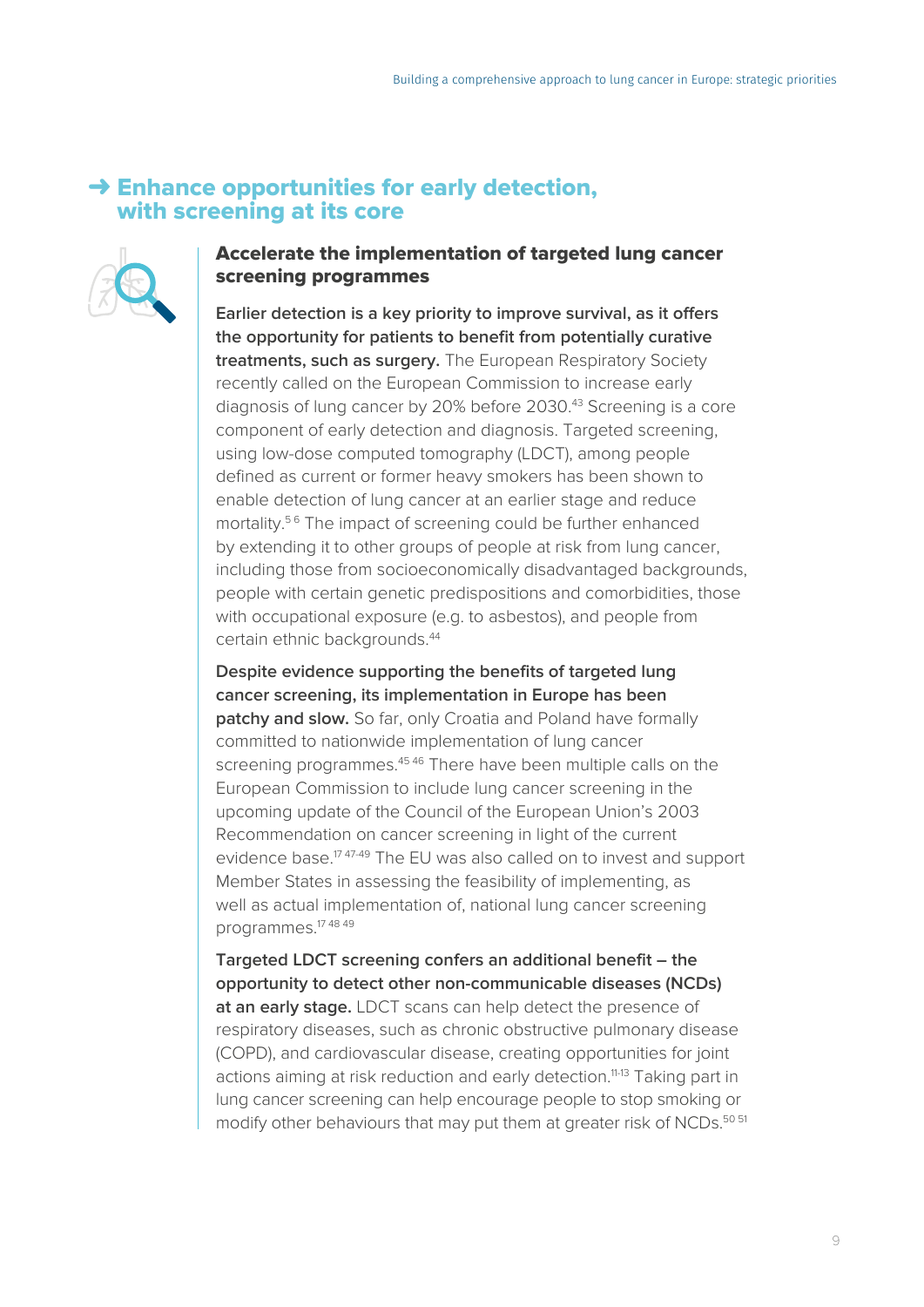## ➜ Enhance opportunities for early detection, with screening at its core

### Accelerate the implementation of targeted lung cancer screening programmes

**Earlier detection is a key priority to improve survival, as it offers the opportunity for patients to benefit from potentially curative treatments, such as surgery.** The European Respiratory Society recently called on the European Commission to increase early diagnosis of lung cancer by 20% before 2030.[43] Screening is a core component of early detection and diagnosis. Targeted screening, using low-dose computed tomography (LDCT), among people defined as current or former heavy smokers has been shown to enable detection of lung cancer at an earlier stage and reduce mortality.[5 6] The impact of screening could be further enhanced by extending it to other groups of people at risk from lung cancer, including those from socioeconomically disadvantaged backgrounds, people with certain genetic predispositions and comorbidities, those with occupational exposure (e.g. to asbestos), and people from certain ethnic backgrounds.[44]

**Despite evidence supporting the benefits of targeted lung cancer screening, its implementation in Europe has been patchy and slow.** So far, only Croatia and Poland have formally committed to nationwide implementation of lung cancer screening programmes.[45 46] There have been multiple calls on the European Commission to include lung cancer screening in the upcoming update of the Council of the European Union's 2003 Recommendation on cancer screening in light of the current evidence base.[17 47-49] The EU was also called on to invest and support Member States in assessing the feasibility of implementing, as well as actual implementation of, national lung cancer screening programmes.[17 48 49]

**Targeted LDCT screening confers an additional benefit – the opportunity to detect other non-communicable diseases (NCDs) at an early stage.** LDCT scans can help detect the presence of respiratory diseases, such as chronic obstructive pulmonary disease (COPD), and cardiovascular disease, creating opportunities for joint actions aiming at risk reduction and early detection.[11-13] Taking part in lung cancer screening can help encourage people to stop smoking or modify other behaviours that may put them at greater risk of NCDs.[50 51]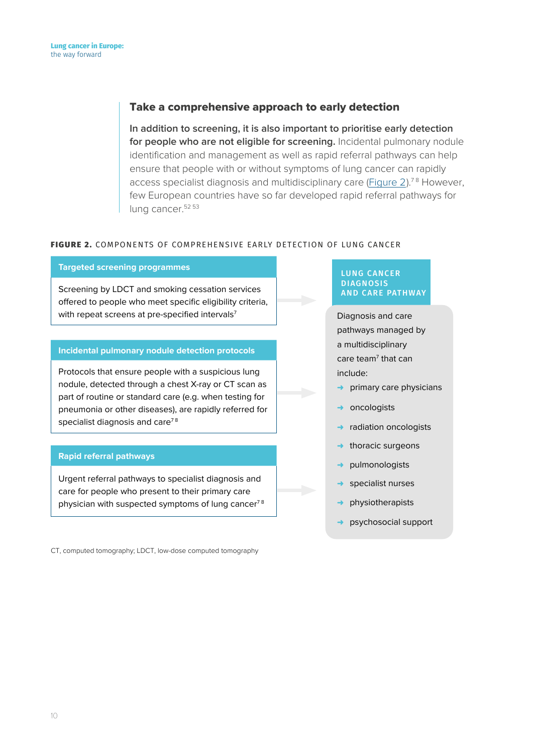## Take a comprehensive approach to early detection

**In addition to screening, it is also important to prioritise early detection for people who are not eligible for screening.** Incidental pulmonary nodule identification and management as well as rapid referral pathways can help ensure that people with or without symptoms of lung cancer can rapidly access specialist diagnosis and multidisciplinary care (Figure 2).[7 8] However, few European countries have so far developed rapid referral pathways for lung cancer.[52 53]

**FIGURE 2.** COMPONENTS OF COMPREHENSIVE EARLY DETECTION OF LUNG CANCER

**Targeted screening programmes**

Screening by LDCT and smoking cessation services offered to people who meet specific eligibility criteria, with repeat screens at pre-specified intervals[7]

**Incidental pulmonary nodule detection protocols**

Protocols that ensure people with a suspicious lung nodule, detected through a chest X-ray or CT scan as part of routine or standard care (e.g. when testing for pneumonia or other diseases), are rapidly referred for specialist diagnosis and care[7 8]

**Rapid referral pathways**

Urgent referral pathways to specialist diagnosis and care for people who present to their primary care physician with suspected symptoms of lung cancer[7 8]

**LUNG CANCER DIAGNOSIS AND CARE PATHWAY**

Diagnosis and care pathways managed by a multidisciplinary care team[7] that can include:

- primary care physicians
- oncologists
- radiation oncologists
- thoracic surgeons
- pulmonologists
- specialist nurses
- physiotherapists
- psychosocial support

CT, computed tomography; LDCT, low-dose computed tomography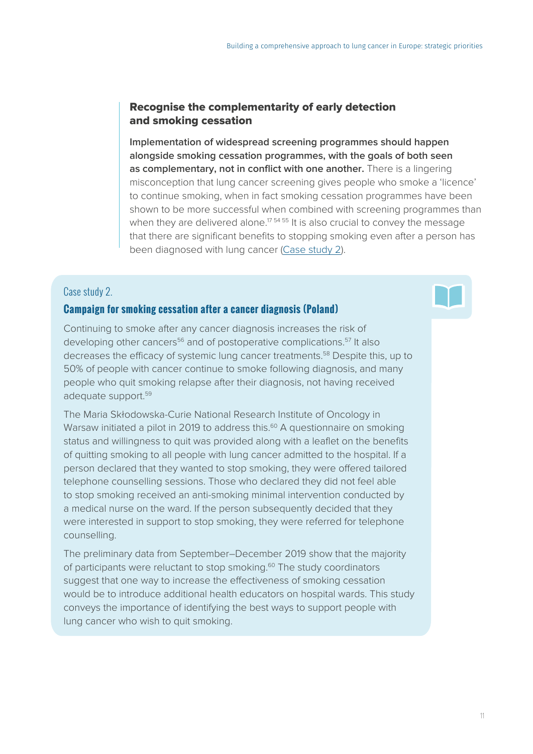### Recognise the complementarity of early detection and smoking cessation

**Implementation of widespread screening programmes should happen alongside smoking cessation programmes, with the goals of both seen as complementary, not in conflict with one another.** There is a lingering misconception that lung cancer screening gives people who smoke a 'licence' to continue smoking, when in fact smoking cessation programmes have been shown to be more successful when combined with screening programmes than when they are delivered alone.[17 54 55] It is also crucial to convey the message that there are significant benefits to stopping smoking even after a person has been diagnosed with lung cancer (Case study 2).

Case study 2.

### Campaign for smoking cessation after a cancer diagnosis (Poland)

Continuing to smoke after any cancer diagnosis increases the risk of developing other cancers[56] and of postoperative complications.[57] It also decreases the efficacy of systemic lung cancer treatments.[58] Despite this, up to 50% of people with cancer continue to smoke following diagnosis, and many people who quit smoking relapse after their diagnosis, not having received adequate support.[59]

The Maria Skłodowska-Curie National Research Institute of Oncology in Warsaw initiated a pilot in 2019 to address this.[60] A questionnaire on smoking status and willingness to quit was provided along with a leaflet on the benefits of quitting smoking to all people with lung cancer admitted to the hospital. If a person declared that they wanted to stop smoking, they were offered tailored telephone counselling sessions. Those who declared they did not feel able to stop smoking received an anti-smoking minimal intervention conducted by a medical nurse on the ward. If the person subsequently decided that they were interested in support to stop smoking, they were referred for telephone counselling.

The preliminary data from September–December 2019 show that the majority of participants were reluctant to stop smoking.[60] The study coordinators suggest that one way to increase the effectiveness of smoking cessation would be to introduce additional health educators on hospital wards. This study conveys the importance of identifying the best ways to support people with lung cancer who wish to quit smoking.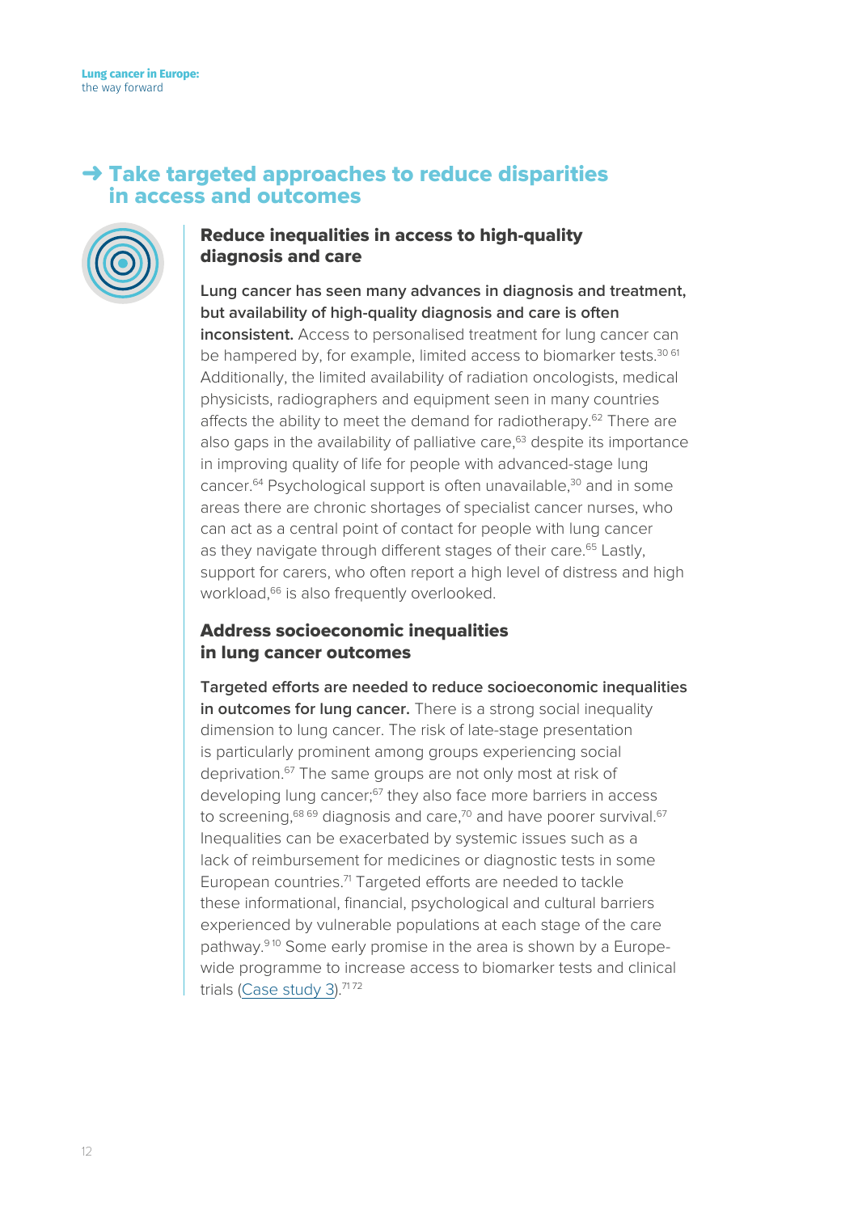## ➜ Take targeted approaches to reduce disparities in access and outcomes

### Reduce inequalities in access to high-quality diagnosis and care

**Lung cancer has seen many advances in diagnosis and treatment, but availability of high-quality diagnosis and care is often inconsistent.** Access to personalised treatment for lung cancer can be hampered by, for example, limited access to biomarker tests.[30,61] Additionally, the limited availability of radiation oncologists, medical physicists, radiographers and equipment seen in many countries affects the ability to meet the demand for radiotherapy.[62] There are also gaps in the availability of palliative care,[63] despite its importance in improving quality of life for people with advanced-stage lung cancer.[64] Psychological support is often unavailable,[30] and in some areas there are chronic shortages of specialist cancer nurses, who can act as a central point of contact for people with lung cancer as they navigate through different stages of their care.[65] Lastly, support for carers, who often report a high level of distress and high workload,[66] is also frequently overlooked.

### Address socioeconomic inequalities in lung cancer outcomes

**Targeted efforts are needed to reduce socioeconomic inequalities in outcomes for lung cancer.** There is a strong social inequality dimension to lung cancer. The risk of late-stage presentation is particularly prominent among groups experiencing social deprivation.[67] The same groups are not only most at risk of developing lung cancer;[67] they also face more barriers in access to screening,[68,69] diagnosis and care,[70] and have poorer survival.[67] Inequalities can be exacerbated by systemic issues such as a lack of reimbursement for medicines or diagnostic tests in some European countries.[71] Targeted efforts are needed to tackle these informational, financial, psychological and cultural barriers experienced by vulnerable populations at each stage of the care pathway.[9,10] Some early promise in the area is shown by a Europe-wide programme to increase access to biomarker tests and clinical trials (Case study 3).[71,72]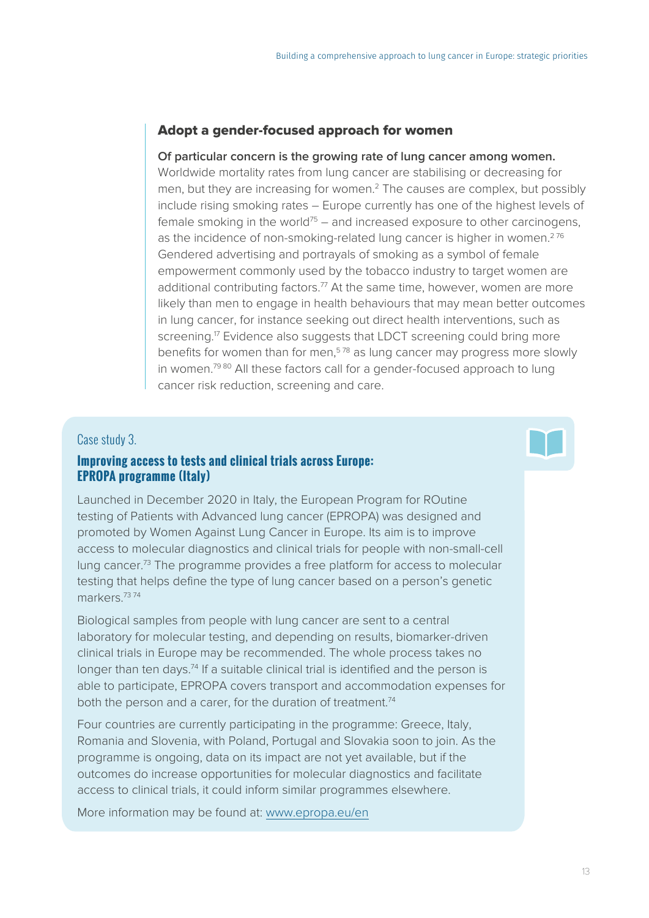### Adopt a gender-focused approach for women

**Of particular concern is the growing rate of lung cancer among women.** Worldwide mortality rates from lung cancer are stabilising or decreasing for men, but they are increasing for women.[2] The causes are complex, but possibly include rising smoking rates – Europe currently has one of the highest levels of female smoking in the world[75] – and increased exposure to other carcinogens, as the incidence of non-smoking-related lung cancer is higher in women.[2 76] Gendered advertising and portrayals of smoking as a symbol of female empowerment commonly used by the tobacco industry to target women are additional contributing factors.[77] At the same time, however, women are more likely than men to engage in health behaviours that may mean better outcomes in lung cancer, for instance seeking out direct health interventions, such as screening.[17] Evidence also suggests that LDCT screening could bring more benefits for women than for men,[5 78] as lung cancer may progress more slowly in women.[79 80] All these factors call for a gender-focused approach to lung cancer risk reduction, screening and care.

Case study 3.

#### Improving access to tests and clinical trials across Europe: EPROPA programme (Italy)

Launched in December 2020 in Italy, the European Program for ROutine testing of Patients with Advanced lung cancer (EPROPA) was designed and promoted by Women Against Lung Cancer in Europe. Its aim is to improve access to molecular diagnostics and clinical trials for people with non-small-cell lung cancer.[73] The programme provides a free platform for access to molecular testing that helps define the type of lung cancer based on a person's genetic markers.[73 74]

Biological samples from people with lung cancer are sent to a central laboratory for molecular testing, and depending on results, biomarker-driven clinical trials in Europe may be recommended. The whole process takes no longer than ten days.[74] If a suitable clinical trial is identified and the person is able to participate, EPROPA covers transport and accommodation expenses for both the person and a carer, for the duration of treatment.[74]

Four countries are currently participating in the programme: Greece, Italy, Romania and Slovenia, with Poland, Portugal and Slovakia soon to join. As the programme is ongoing, data on its impact are not yet available, but if the outcomes do increase opportunities for molecular diagnostics and facilitate access to clinical trials, it could inform similar programmes elsewhere.

More information may be found at: [www.epropa.eu/en](http://www.epropa.eu/en)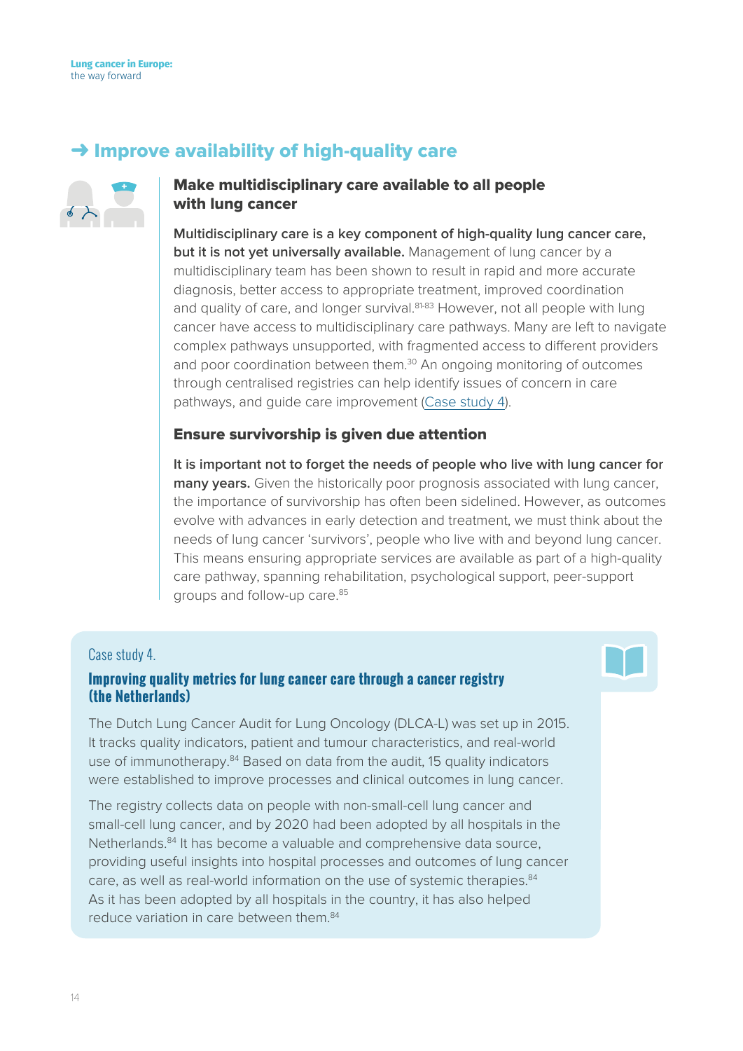## ➜ Improve availability of high-quality care

### Make multidisciplinary care available to all people with lung cancer

**Multidisciplinary care is a key component of high-quality lung cancer care, but it is not yet universally available.** Management of lung cancer by a multidisciplinary team has been shown to result in rapid and more accurate diagnosis, better access to appropriate treatment, improved coordination and quality of care, and longer survival.[81-83] However, not all people with lung cancer have access to multidisciplinary care pathways. Many are left to navigate complex pathways unsupported, with fragmented access to different providers and poor coordination between them.[30] An ongoing monitoring of outcomes through centralised registries can help identify issues of concern in care pathways, and guide care improvement (Case study 4).

### Ensure survivorship is given due attention

**It is important not to forget the needs of people who live with lung cancer for many years.** Given the historically poor prognosis associated with lung cancer, the importance of survivorship has often been sidelined. However, as outcomes evolve with advances in early detection and treatment, we must think about the needs of lung cancer 'survivors', people who live with and beyond lung cancer. This means ensuring appropriate services are available as part of a high-quality care pathway, spanning rehabilitation, psychological support, peer-support groups and follow-up care.[85]

Case study 4.

**Improving quality metrics for lung cancer care through a cancer registry (the Netherlands)**

The Dutch Lung Cancer Audit for Lung Oncology (DLCA-L) was set up in 2015. It tracks quality indicators, patient and tumour characteristics, and real-world use of immunotherapy.[84] Based on data from the audit, 15 quality indicators were established to improve processes and clinical outcomes in lung cancer.

The registry collects data on people with non-small-cell lung cancer and small-cell lung cancer, and by 2020 had been adopted by all hospitals in the Netherlands.[84] It has become a valuable and comprehensive data source, providing useful insights into hospital processes and outcomes of lung cancer care, as well as real-world information on the use of systemic therapies.[84] As it has been adopted by all hospitals in the country, it has also helped reduce variation in care between them.[84]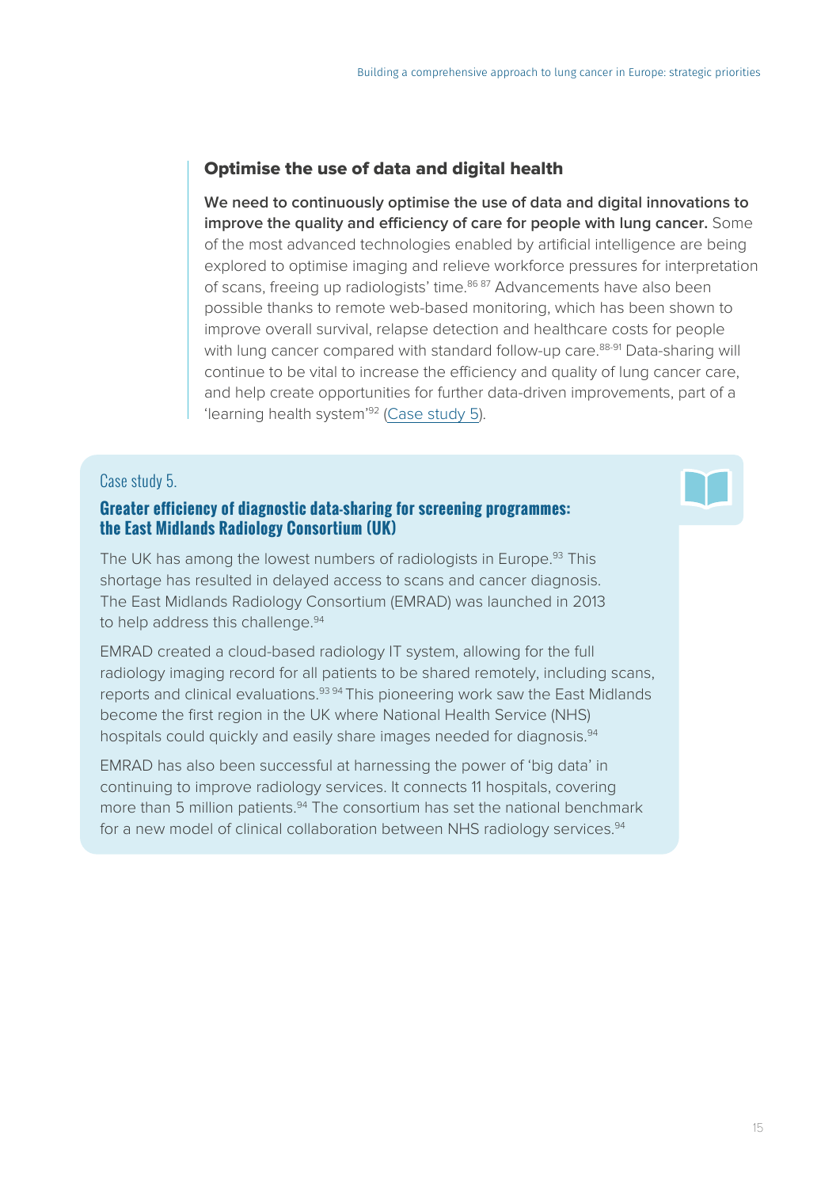## Optimise the use of data and digital health

**We need to continuously optimise the use of data and digital innovations to improve the quality and efficiency of care for people with lung cancer.** Some of the most advanced technologies enabled by artificial intelligence are being explored to optimise imaging and relieve workforce pressures for interpretation of scans, freeing up radiologists' time.[86 87] Advancements have also been possible thanks to remote web-based monitoring, which has been shown to improve overall survival, relapse detection and healthcare costs for people with lung cancer compared with standard follow-up care.[88-91] Data-sharing will continue to be vital to increase the efficiency and quality of lung cancer care, and help create opportunities for further data-driven improvements, part of a 'learning health system'[92] (Case study 5).

Case study 5.

### Greater efficiency of diagnostic data-sharing for screening programmes: the East Midlands Radiology Consortium (UK)

The UK has among the lowest numbers of radiologists in Europe.[93] This shortage has resulted in delayed access to scans and cancer diagnosis. The East Midlands Radiology Consortium (EMRAD) was launched in 2013 to help address this challenge.[94]

EMRAD created a cloud-based radiology IT system, allowing for the full radiology imaging record for all patients to be shared remotely, including scans, reports and clinical evaluations.[93 94] This pioneering work saw the East Midlands become the first region in the UK where National Health Service (NHS) hospitals could quickly and easily share images needed for diagnosis.[94]

EMRAD has also been successful at harnessing the power of 'big data' in continuing to improve radiology services. It connects 11 hospitals, covering more than 5 million patients.[94] The consortium has set the national benchmark for a new model of clinical collaboration between NHS radiology services.[94]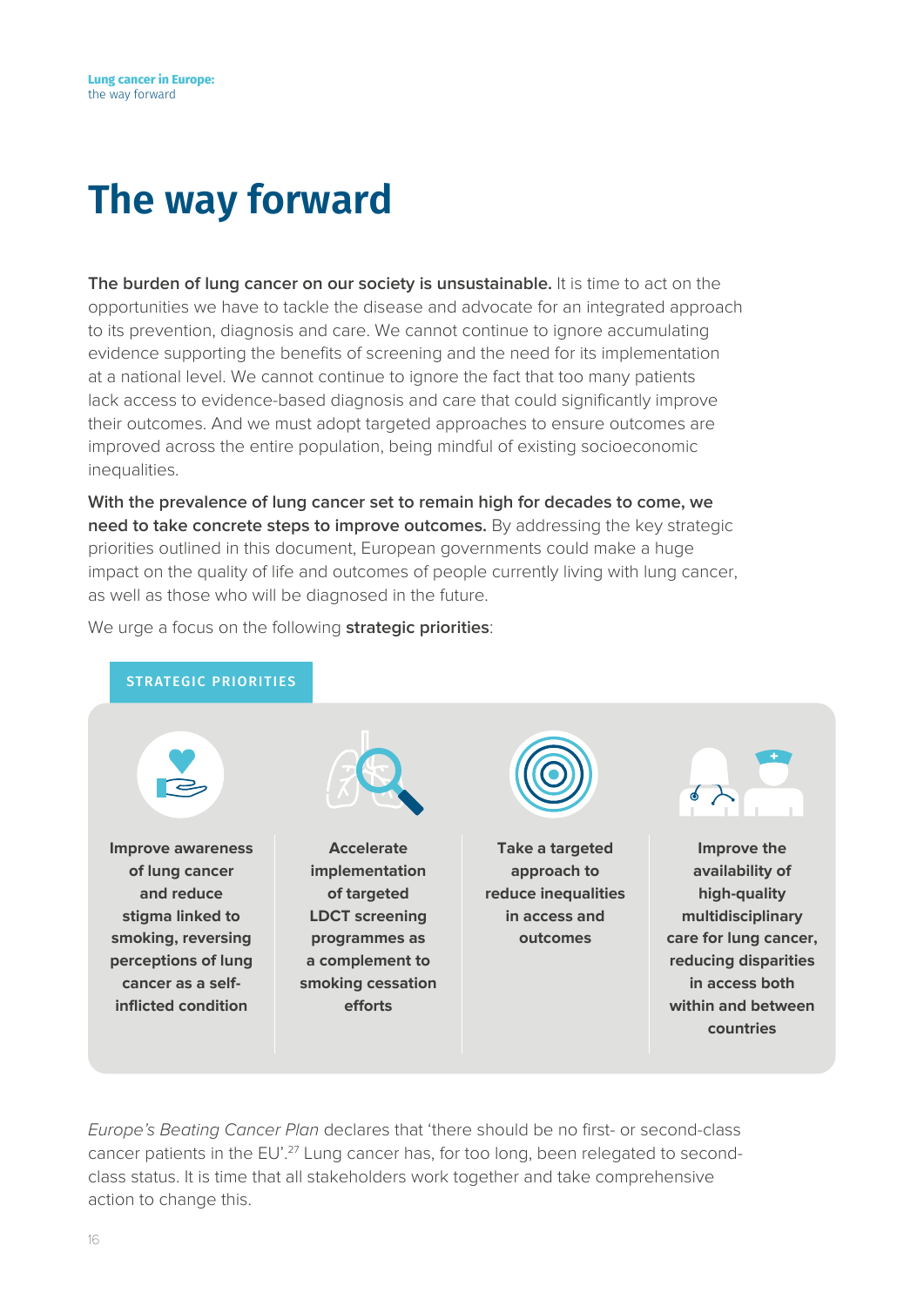# The way forward

**The burden of lung cancer on our society is unsustainable.** It is time to act on the opportunities we have to tackle the disease and advocate for an integrated approach to its prevention, diagnosis and care. We cannot continue to ignore accumulating evidence supporting the benefits of screening and the need for its implementation at a national level. We cannot continue to ignore the fact that too many patients lack access to evidence-based diagnosis and care that could significantly improve their outcomes. And we must adopt targeted approaches to ensure outcomes are improved across the entire population, being mindful of existing socioeconomic inequalities.

**With the prevalence of lung cancer set to remain high for decades to come, we need to take concrete steps to improve outcomes.** By addressing the key strategic priorities outlined in this document, European governments could make a huge impact on the quality of life and outcomes of people currently living with lung cancer, as well as those who will be diagnosed in the future.

We urge a focus on the following **strategic priorities**:

**STRATEGIC PRIORITIES**

- **Improve awareness of lung cancer and reduce stigma linked to smoking, reversing perceptions of lung cancer as a self-inflicted condition**
- **Accelerate implementation of targeted LDCT screening programmes as a complement to smoking cessation efforts**
- **Take a targeted approach to reduce inequalities in access and outcomes**
- **Improve the availability of high-quality multidisciplinary care for lung cancer, reducing disparities in access both within and between countries**

*Europe's Beating Cancer Plan* declares that 'there should be no first- or second-class cancer patients in the EU'.[27] Lung cancer has, for too long, been relegated to second-class status. It is time that all stakeholders work together and take comprehensive action to change this.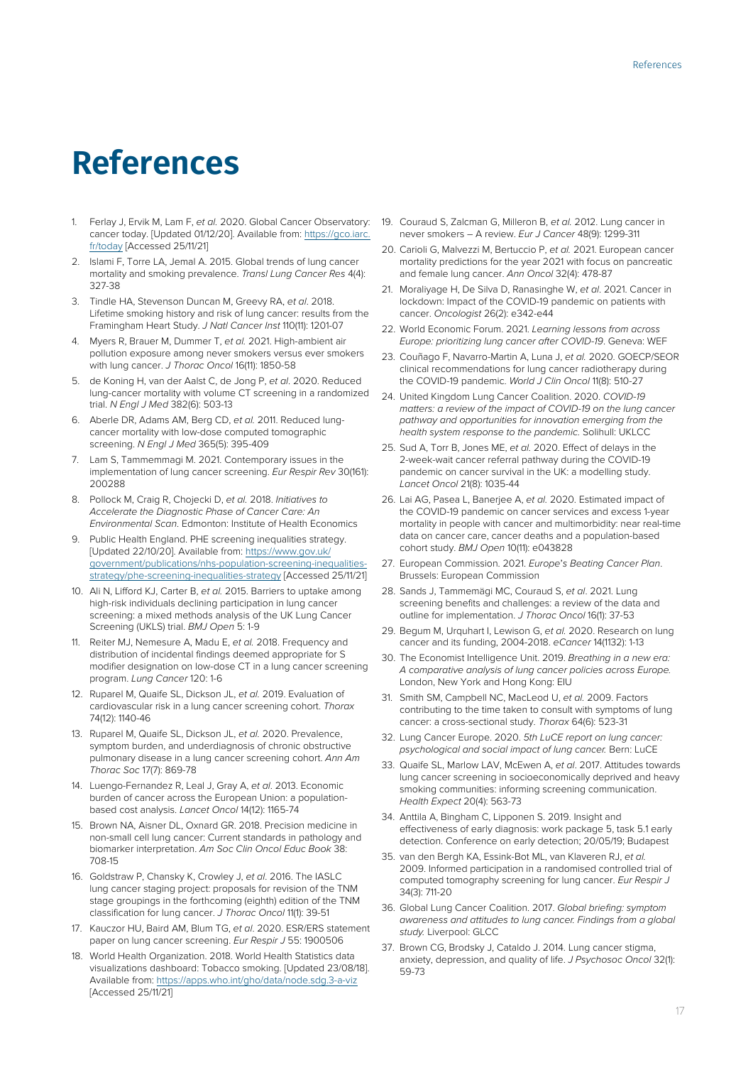# References

1. Ferlay J, Ervik M, Lam F, *et al.* 2020. Global Cancer Observatory: cancer today. [Updated 01/12/20]. Available from: https://gco.iarc.fr/today [Accessed 25/11/21]
2. Islami F, Torre LA, Jemal A. 2015. Global trends of lung cancer mortality and smoking prevalence. *Transl Lung Cancer Res* 4(4): 327-38
3. Tindle HA, Stevenson Duncan M, Greevy RA, *et al*. 2018. Lifetime smoking history and risk of lung cancer: results from the Framingham Heart Study. *J Natl Cancer Inst* 110(11): 1201-07
4. Myers R, Brauer M, Dummer T, *et al.* 2021. High-ambient air pollution exposure among never smokers versus ever smokers with lung cancer. *J Thorac Oncol* 16(11): 1850-58
5. de Koning H, van der Aalst C, de Jong P, *et al*. 2020. Reduced lung-cancer mortality with volume CT screening in a randomized trial. *N Engl J Med* 382(6): 503-13
6. Aberle DR, Adams AM, Berg CD, *et al.* 2011. Reduced lung-cancer mortality with low-dose computed tomographic screening. *N Engl J Med* 365(5): 395-409
7. Lam S, Tammemmagi M. 2021. Contemporary issues in the implementation of lung cancer screening. *Eur Respir Rev* 30(161): 200288
8. Pollock M, Craig R, Chojecki D, *et al.* 2018. *Initiatives to Accelerate the Diagnostic Phase of Cancer Care: An Environmental Scan*. Edmonton: Institute of Health Economics
9. Public Health England. PHE screening inequalities strategy. [Updated 22/10/20]. Available from: https://www.gov.uk/government/publications/nhs-population-screening-inequalities-strategy/phe-screening-inequalities-strategy [Accessed 25/11/21]
10. Ali N, Lifford KJ, Carter B, *et al.* 2015. Barriers to uptake among high-risk individuals declining participation in lung cancer screening: a mixed methods analysis of the UK Lung Cancer Screening (UKLS) trial. *BMJ Open* 5: 1-9
11. Reiter MJ, Nemesure A, Madu E, *et al.* 2018. Frequency and distribution of incidental findings deemed appropriate for S modifier designation on low-dose CT in a lung cancer screening program. *Lung Cancer* 120: 1-6
12. Ruparel M, Quaife SL, Dickson JL, *et al.* 2019. Evaluation of cardiovascular risk in a lung cancer screening cohort. *Thorax* 74(12): 1140-46
13. Ruparel M, Quaife SL, Dickson JL, *et al.* 2020. Prevalence, symptom burden, and underdiagnosis of chronic obstructive pulmonary disease in a lung cancer screening cohort. *Ann Am Thorac Soc* 17(7): 869-78
14. Luengo-Fernandez R, Leal J, Gray A, *et al.* 2013. Economic burden of cancer across the European Union: a population-based cost analysis. *Lancet Oncol* 14(12): 1165-74
15. Brown NA, Aisner DL, Oxnard GR. 2018. Precision medicine in non-small cell lung cancer: Current standards in pathology and biomarker interpretation. *Am Soc Clin Oncol Educ Book* 38: 708-15
16. Goldstraw P, Chansky K, Crowley J, *et al*. 2016. The IASLC lung cancer staging project: proposals for revision of the TNM stage groupings in the forthcoming (eighth) edition of the TNM classification for lung cancer. *J Thorac Oncol* 11(1): 39-51
17. Kauczor HU, Baird AM, Blum TG, *et al.* 2020. ESR/ERS statement paper on lung cancer screening. *Eur Respir J* 55: 1900506
18. World Health Organization. 2018. World Health Statistics data visualizations dashboard: Tobacco smoking. [Updated 23/08/18]. Available from: https://apps.who.int/gho/data/node.sdg.3-a-viz [Accessed 25/11/21]
19. Couraud S, Zalcman G, Milleron B, *et al.* 2012. Lung cancer in never smokers – A review. *Eur J Cancer* 48(9): 1299-311
20. Carioli G, Malvezzi M, Bertuccio P, *et al.* 2021. European cancer mortality predictions for the year 2021 with focus on pancreatic and female lung cancer. *Ann Oncol* 32(4): 478-87
21. Moraliyage H, De Silva D, Ranasinghe W, *et al.* 2021. Cancer in lockdown: Impact of the COVID-19 pandemic on patients with cancer. *Oncologist* 26(2): e342-e44
22. World Economic Forum. 2021. *Learning lessons from across Europe: prioritizing lung cancer after COVID-19*. Geneva: WEF
23. Couñago F, Navarro-Martin A, Luna J, *et al.* 2020. GOECP/SEOR clinical recommendations for lung cancer radiotherapy during the COVID-19 pandemic. *World J Clin Oncol* 11(8): 510-27
24. United Kingdom Lung Cancer Coalition. 2020. *COVID-19 matters: a review of the impact of COVID-19 on the lung cancer pathway and opportunities for innovation emerging from the health system response to the pandemic.* Solihull: UKLCC
25. Sud A, Torr B, Jones ME, *et al.* 2020. Effect of delays in the 2-week-wait cancer referral pathway during the COVID-19 pandemic on cancer survival in the UK: a modelling study. *Lancet Oncol* 21(8): 1035-44
26. Lai AG, Pasea L, Banerjee A, *et al.* 2020. Estimated impact of the COVID-19 pandemic on cancer services and excess 1-year mortality in people with cancer and multimorbidity: near real-time data on cancer care, cancer deaths and a population-based cohort study. *BMJ Open* 10(11): e043828
27. European Commission. 2021. *Europe's Beating Cancer Plan*. Brussels: European Commission
28. Sands J, Tammemägi MC, Couraud S, *et al*. 2021. Lung screening benefits and challenges: a review of the data and outline for implementation. *J Thorac Oncol* 16(1): 37-53
29. Begum M, Urquhart I, Lewison G, *et al.* 2020. Research on lung cancer and its funding, 2004-2018. *eCancer* 14(1132): 1-13
30. The Economist Intelligence Unit. 2019. *Breathing in a new era: A comparative analysis of lung cancer policies across Europe.* London, New York and Hong Kong: EIU
31. Smith SM, Campbell NC, MacLeod U, *et al.* 2009. Factors contributing to the time taken to consult with symptoms of lung cancer: a cross-sectional study. *Thorax* 64(6): 523-31
32. Lung Cancer Europe. 2020. *5th LuCE report on lung cancer: psychological and social impact of lung cancer.* Bern: LuCE
33. Quaife SL, Marlow LAV, McEwen A, *et al*. 2017. Attitudes towards lung cancer screening in socioeconomically deprived and heavy smoking communities: informing screening communication. *Health Expect* 20(4): 563-73
34. Anttila A, Bingham C, Lipponen S. 2019. Insight and effectiveness of early diagnosis: work package 5, task 5.1 early detection. Conference on early detection; 20/05/19; Budapest
35. van den Bergh KA, Essink-Bot ML, van Klaveren RJ, *et al.* 2009. Informed participation in a randomised controlled trial of computed tomography screening for lung cancer. *Eur Respir J* 34(3): 711-20
36. Global Lung Cancer Coalition. 2017. *Global briefing: symptom awareness and attitudes to lung cancer. Findings from a global study.* Liverpool: GLCC
37. Brown CG, Brodsky J, Cataldo J. 2014. Lung cancer stigma, anxiety, depression, and quality of life. *J Psychosoc Oncol* 32(1): 59-73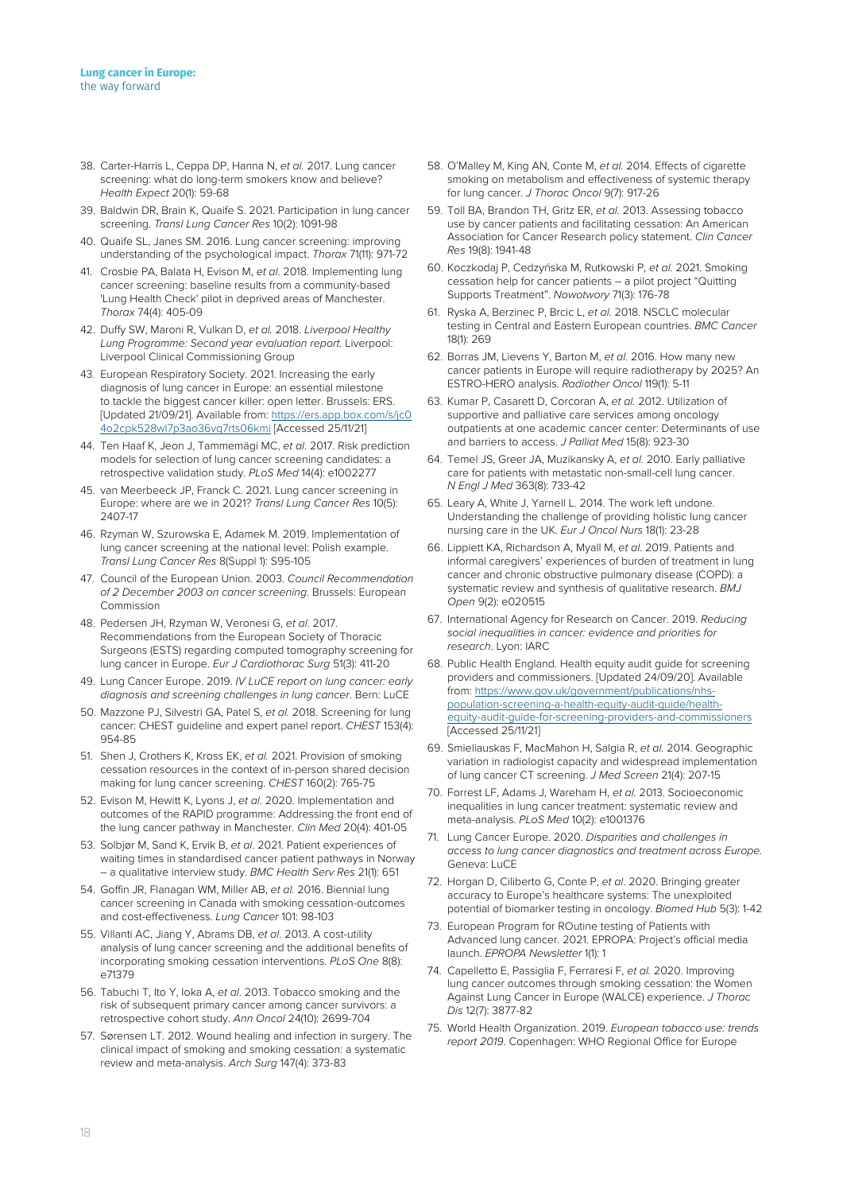38. Carter-Harris L, Ceppa DP, Hanna N, *et al.* 2017. Lung cancer screening: what do long-term smokers know and believe? *Health Expect* 20(1): 59-68
39. Baldwin DR, Brain K, Quaife S. 2021. Participation in lung cancer screening. *Transl Lung Cancer Res* 10(2): 1091-98
40. Quaife SL, Janes SM. 2016. Lung cancer screening: improving understanding of the psychological impact. *Thorax* 71(11): 971-72
41. Crosbie PA, Balata H, Evison M, *et al*. 2018. Implementing lung cancer screening: baseline results from a community-based 'Lung Health Check' pilot in deprived areas of Manchester. *Thorax* 74(4): 405-09
42. Duffy SW, Maroni R, Vulkan D, *et al.* 2018. *Liverpool Healthy Lung Programme: Second year evaluation report.* Liverpool: Liverpool Clinical Commissioning Group
43. European Respiratory Society. 2021. Increasing the early diagnosis of lung cancer in Europe: an essential milestone to tackle the biggest cancer killer: open letter. Brussels: ERS. [Updated 21/09/21]. Available from: https://ers.app.box.com/s/jc04o2cpk528wl7p3ao36vq7rts06kmi [Accessed 25/11/21]
44. Ten Haaf K, Jeon J, Tammemägi MC, *et al*. 2017. Risk prediction models for selection of lung cancer screening candidates: a retrospective validation study. *PLoS Med* 14(4): e1002277
45. van Meerbeeck JP, Franck C. 2021. Lung cancer screening in Europe: where are we in 2021? *Transl Lung Cancer Res* 10(5): 2407-17
46. Rzyman W, Szurowska E, Adamek M. 2019. Implementation of lung cancer screening at the national level: Polish example. *Transl Lung Cancer Res* 8(Suppl 1): S95-105
47. Council of the European Union. 2003. *Council Recommendation of 2 December 2003 on cancer screening*. Brussels: European Commission
48. Pedersen JH, Rzyman W, Veronesi G, *et al*. 2017. Recommendations from the European Society of Thoracic Surgeons (ESTS) regarding computed tomography screening for lung cancer in Europe. *Eur J Cardiothorac Surg* 51(3): 411-20
49. Lung Cancer Europe. 2019. *IV LuCE report on lung cancer: early diagnosis and screening challenges in lung cancer*. Bern: LuCE
50. Mazzone PJ, Silvestri GA, Patel S, *et al.* 2018. Screening for lung cancer: CHEST guideline and expert panel report. *CHEST* 153(4): 954-85
51. Shen J, Crothers K, Kross EK, *et al.* 2021. Provision of smoking cessation resources in the context of in-person shared decision making for lung cancer screening. *CHEST* 160(2): 765-75
52. Evison M, Hewitt K, Lyons J, *et al*. 2020. Implementation and outcomes of the RAPID programme: Addressing the front end of the lung cancer pathway in Manchester. *Clin Med* 20(4): 401-05
53. Solbjør M, Sand K, Ervik B, *et al*. 2021. Patient experiences of waiting times in standardised cancer patient pathways in Norway – a qualitative interview study. *BMC Health Serv Res* 21(1): 651
54. Goffin JR, Flanagan WM, Miller AB, *et al.* 2016. Biennial lung cancer screening in Canada with smoking cessation-outcomes and cost-effectiveness. *Lung Cancer* 101: 98-103
55. Villanti AC, Jiang Y, Abrams DB, *et al*. 2013. A cost-utility analysis of lung cancer screening and the additional benefits of incorporating smoking cessation interventions. *PLoS One* 8(8): e71379
56. Tabuchi T, Ito Y, Ioka A, *et al*. 2013. Tobacco smoking and the risk of subsequent primary cancer among cancer survivors: a retrospective cohort study. *Ann Oncol* 24(10): 2699-704
57. Sørensen LT. 2012. Wound healing and infection in surgery. The clinical impact of smoking and smoking cessation: a systematic review and meta-analysis. *Arch Surg* 147(4): 373-83
58. O'Malley M, King AN, Conte M, *et al.* 2014. Effects of cigarette smoking on metabolism and effectiveness of systemic therapy for lung cancer. *J Thorac Oncol* 9(7): 917-26
59. Toll BA, Brandon TH, Gritz ER, *et al.* 2013. Assessing tobacco use by cancer patients and facilitating cessation: An American Association for Cancer Research policy statement. *Clin Cancer Res* 19(8): 1941-48
60. Koczkodaj P, Cedzyńska M, Rutkowski P, *et al.* 2021. Smoking cessation help for cancer patients – a pilot project "Quitting Supports Treatment". *Nowotwory* 71(3): 176-78
61. Ryska A, Berzinec P, Brcic L, *et al.* 2018. NSCLC molecular testing in Central and Eastern European countries. *BMC Cancer* 18(1): 269
62. Borras JM, Lievens Y, Barton M, *et al.* 2016. How many new cancer patients in Europe will require radiotherapy by 2025? An ESTRO-HERO analysis. *Radiother Oncol* 119(1): 5-11
63. Kumar P, Casarett D, Corcoran A, *et al.* 2012. Utilization of supportive and palliative care services among oncology outpatients at one academic cancer center: Determinants of use and barriers to access. *J Palliat Med* 15(8): 923-30
64. Temel JS, Greer JA, Muzikansky A, *et al.* 2010. Early palliative care for patients with metastatic non-small-cell lung cancer. *N Engl J Med* 363(8): 733-42
65. Leary A, White J, Yarnell L. 2014. The work left undone. Understanding the challenge of providing holistic lung cancer nursing care in the UK. *Eur J Oncol Nurs* 18(1): 23-28
66. Lippiett KA, Richardson A, Myall M, *et al*. 2019. Patients and informal caregivers' experiences of burden of treatment in lung cancer and chronic obstructive pulmonary disease (COPD): a systematic review and synthesis of qualitative research. *BMJ Open* 9(2): e020515
67. International Agency for Research on Cancer. 2019. *Reducing social inequalities in cancer: evidence and priorities for research*. Lyon: IARC
68. Public Health England. Health equity audit guide for screening providers and commissioners. [Updated 24/09/20]. Available from: https://www.gov.uk/government/publications/nhs-population-screening-a-health-equity-audit-guide/health-equity-audit-guide-for-screening-providers-and-commissioners [Accessed 25/11/21]
69. Smieliauskas F, MacMahon H, Salgia R, *et al.* 2014. Geographic variation in radiologist capacity and widespread implementation of lung cancer CT screening. *J Med Screen* 21(4): 207-15
70. Forrest LF, Adams J, Wareham H, *et al.* 2013. Socioeconomic inequalities in lung cancer treatment: systematic review and meta-analysis. *PLoS Med* 10(2): e1001376
71. Lung Cancer Europe. 2020. *Disparities and challenges in access to lung cancer diagnostics and treatment across Europe.* Geneva: LuCE
72. Horgan D, Ciliberto G, Conte P, *et al*. 2020. Bringing greater accuracy to Europe's healthcare systems: The unexploited potential of biomarker testing in oncology. *Biomed Hub* 5(3): 1-42
73. European Program for ROutine testing of Patients with Advanced lung cancer. 2021. EPROPA: Project's official media launch. *EPROPA Newsletter* 1(1): 1
74. Capelletto E, Passiglia F, Ferraresi F, *et al.* 2020. Improving lung cancer outcomes through smoking cessation: the Women Against Lung Cancer in Europe (WALCE) experience. *J Thorac Dis* 12(7): 3877-82
75. World Health Organization. 2019. *European tobacco use: trends report 2019*. Copenhagen: WHO Regional Office for Europe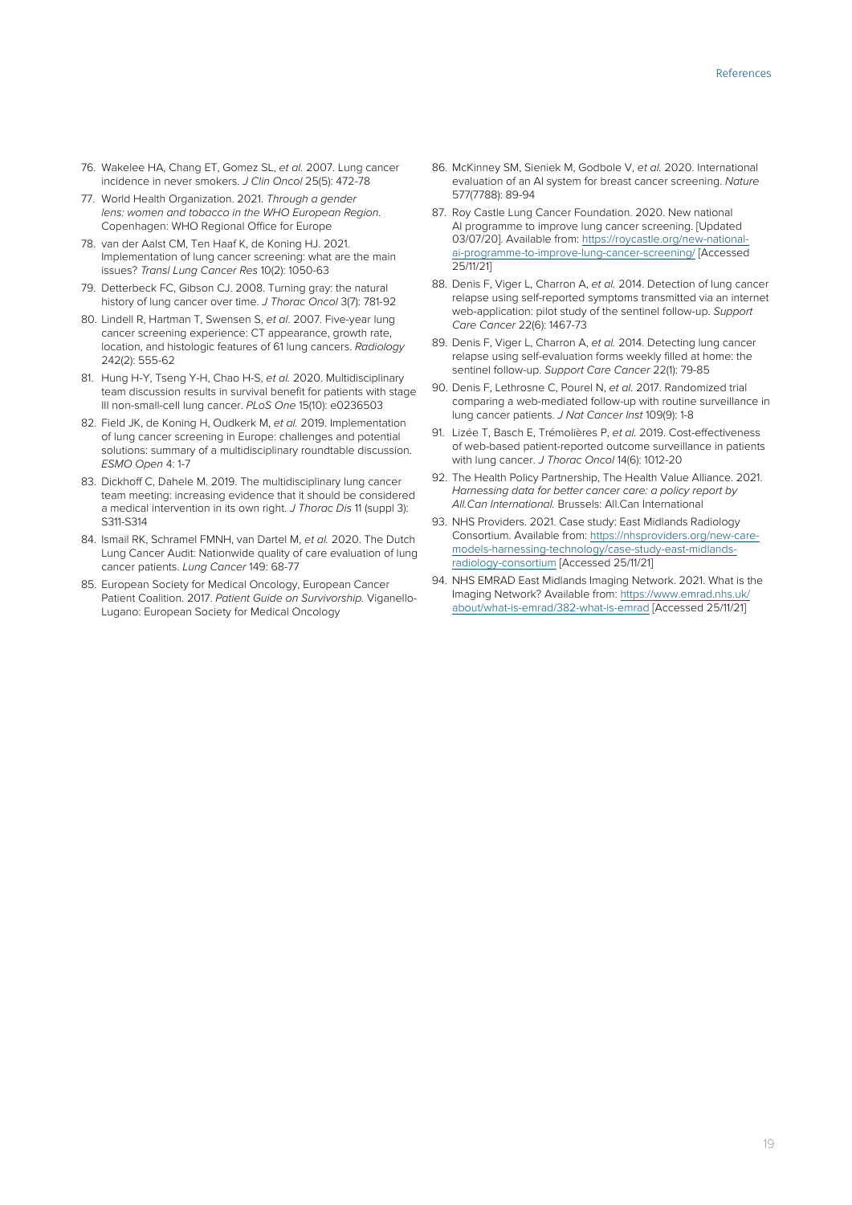76. Wakelee HA, Chang ET, Gomez SL, *et al.* 2007. Lung cancer incidence in never smokers. *J Clin Oncol* 25(5): 472-78
77. World Health Organization. 2021. *Through a gender lens: women and tobacco in the WHO European Region.* Copenhagen: WHO Regional Office for Europe
78. van der Aalst CM, Ten Haaf K, de Koning HJ. 2021. Implementation of lung cancer screening: what are the main issues? *Transl Lung Cancer Res* 10(2): 1050-63
79. Detterbeck FC, Gibson CJ. 2008. Turning gray: the natural history of lung cancer over time. *J Thorac Oncol* 3(7): 781-92
80. Lindell R, Hartman T, Swensen S, *et al*. 2007. Five-year lung cancer screening experience: CT appearance, growth rate, location, and histologic features of 61 lung cancers. *Radiology* 242(2): 555-62
81. Hung H-Y, Tseng Y-H, Chao H-S, *et al.* 2020. Multidisciplinary team discussion results in survival benefit for patients with stage III non-small-cell lung cancer. *PLoS One* 15(10): e0236503
82. Field JK, de Koning H, Oudkerk M, *et al.* 2019. Implementation of lung cancer screening in Europe: challenges and potential solutions: summary of a multidisciplinary roundtable discussion. *ESMO Open* 4: 1-7
83. Dickhoff C, Dahele M. 2019. The multidisciplinary lung cancer team meeting: increasing evidence that it should be considered a medical intervention in its own right. *J Thorac Dis* 11 (suppl 3): S311-S314
84. Ismail RK, Schramel FMNH, van Dartel M, *et al.* 2020. The Dutch Lung Cancer Audit: Nationwide quality of care evaluation of lung cancer patients. *Lung Cancer* 149: 68-77
85. European Society for Medical Oncology, European Cancer Patient Coalition. 2017. *Patient Guide on Survivorship.* Viganello-Lugano: European Society for Medical Oncology
86. McKinney SM, Sieniek M, Godbole V, *et al.* 2020. International evaluation of an AI system for breast cancer screening. *Nature* 577(7788): 89-94
87. Roy Castle Lung Cancer Foundation. 2020. New national AI programme to improve lung cancer screening. [Updated 03/07/20]. Available from: https://roycastle.org/new-national-ai-programme-to-improve-lung-cancer-screening/ [Accessed 25/11/21]
88. Denis F, Viger L, Charron A, *et al.* 2014. Detection of lung cancer relapse using self-reported symptoms transmitted via an internet web-application: pilot study of the sentinel follow-up. *Support Care Cancer* 22(6): 1467-73
89. Denis F, Viger L, Charron A, *et al.* 2014. Detecting lung cancer relapse using self-evaluation forms weekly filled at home: the sentinel follow-up. *Support Care Cancer* 22(1): 79-85
90. Denis F, Lethrosne C, Pourel N, *et al.* 2017. Randomized trial comparing a web-mediated follow-up with routine surveillance in lung cancer patients. *J Nat Cancer Inst* 109(9): 1-8
91. Lizée T, Basch E, Trémolières P, *et al.* 2019. Cost-effectiveness of web-based patient-reported outcome surveillance in patients with lung cancer. *J Thorac Oncol* 14(6): 1012-20
92. The Health Policy Partnership, The Health Value Alliance. 2021. *Harnessing data for better cancer care: a policy report by All.Can International.* Brussels: All.Can International
93. NHS Providers. 2021. Case study: East Midlands Radiology Consortium. Available from: https://nhsproviders.org/new-care-models-harnessing-technology/case-study-east-midlands-radiology-consortium [Accessed 25/11/21]
94. NHS EMRAD East Midlands Imaging Network. 2021. What is the Imaging Network? Available from: https://www.emrad.nhs.uk/about/what-is-emrad/382-what-is-emrad [Accessed 25/11/21]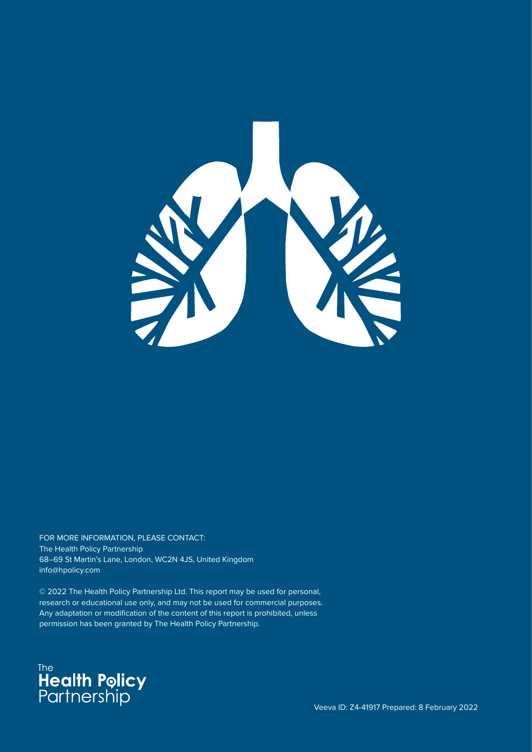FOR MORE INFORMATION, PLEASE CONTACT:
The Health Policy Partnership
68–69 St Martin's Lane, London, WC2N 4JS, United Kingdom
info@hpolicy.com

© 2022 The Health Policy Partnership Ltd. This report may be used for personal, research or educational use only, and may not be used for commercial purposes. Any adaptation or modification of the content of this report is prohibited, unless permission has been granted by The Health Policy Partnership.

The Health Policy Partnership

Veeva ID: Z4-41917 Prepared: 8 February 2022